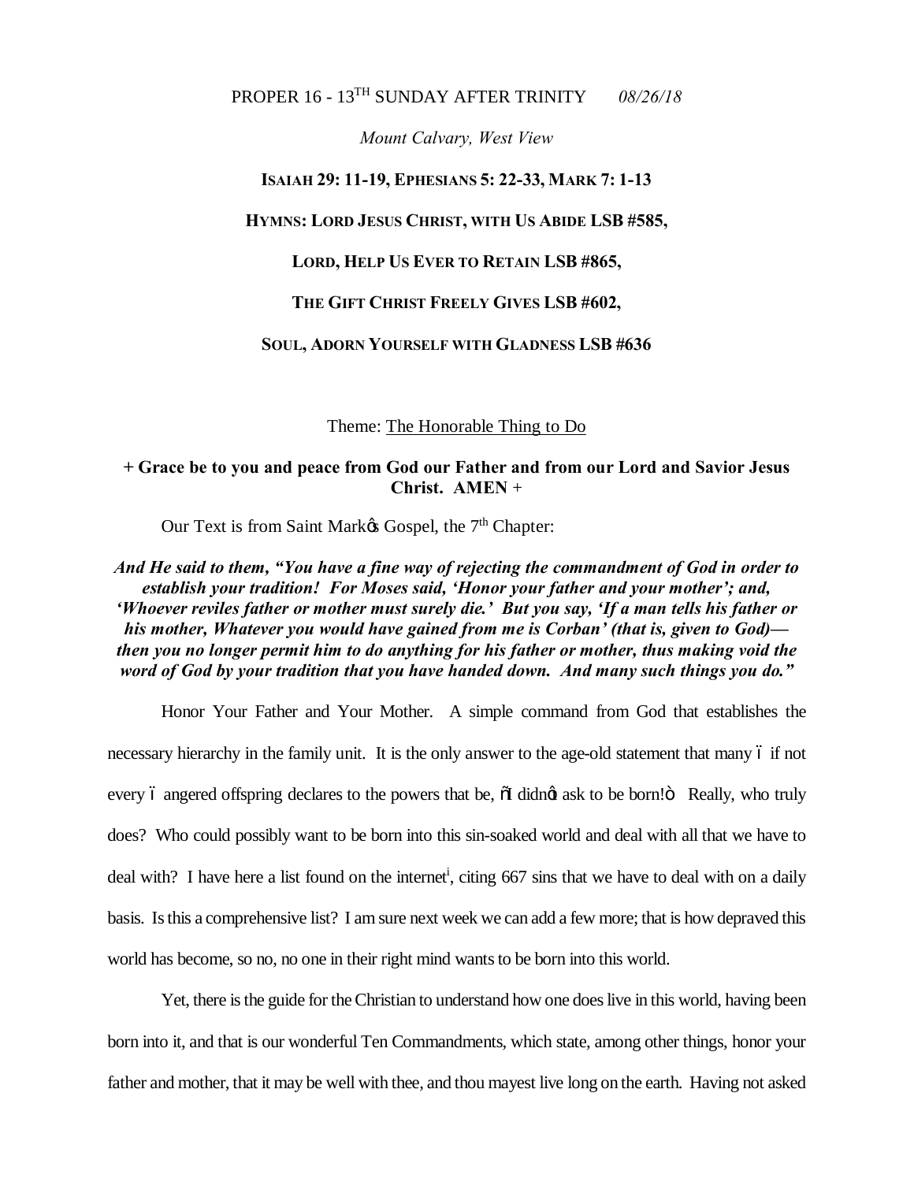PROPER 16 - 13TH SUNDAY AFTER TRINITY *08/26/18*

*Mount Calvary, West View*

**ISAIAH 29: 11-19, EPHESIANS 5: 22-33, MARK 7: 1-13**

**HYMNS: LORD JESUS CHRIST, WITH US ABIDE LSB #585,**

**LORD, HELP US EVER TO RETAIN LSB #865,**

**THE GIFT CHRIST FREELY GIVES LSB #602,**

**SOUL, ADORN YOURSELF WITH GLADNESS LSB #636**

Theme: The Honorable Thing to Do

**+ Grace be to you and peace from God our Father and from our Lord and Savior Jesus Christ. AMEN +**

Our Text is from Saint Mark's Gospel, the 7th Chapter:

***And He said to them, "You have a fine way of rejecting the commandment of God in order to establish your tradition! For Moses said, 'Honor your father and your mother'; and, 'Whoever reviles father or mother must surely die.' But you say, 'If a man tells his father or his mother, Whatever you would have gained from me is Corban' (that is, given to God)— then you no longer permit him to do anything for his father or mother, thus making void the word of God by your tradition that you have handed down. And many such things you do."***

Honor Your Father and Your Mother. A simple command from God that establishes the necessary hierarchy in the family unit. It is the only answer to the age-old statement that many – if not every – angered offspring declares to the powers that be, "I didn't ask to be born!" Really, who truly does? Who could possibly want to be born into this sin-soaked world and deal with all that we have to deal with? I have here a list found on the internet[i], citing 667 sins that we have to deal with on a daily basis. Is this a comprehensive list? I am sure next week we can add a few more; that is how depraved this world has become, so no, no one in their right mind wants to be born into this world.

Yet, there is the guide for the Christian to understand how one does live in this world, having been born into it, and that is our wonderful Ten Commandments, which state, among other things, honor your father and mother, that it may be well with thee, and thou mayest live long on the earth. Having not asked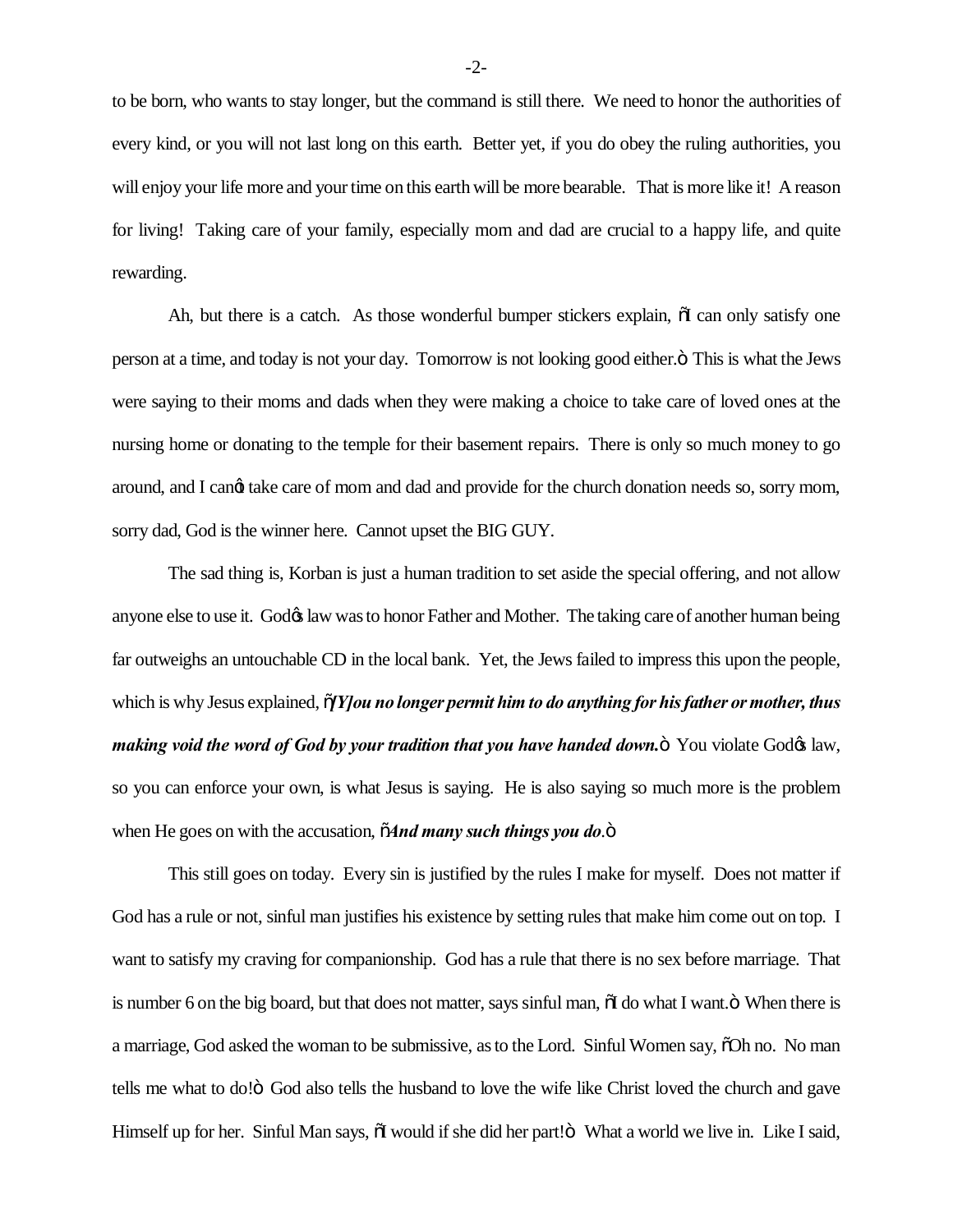to be born, who wants to stay longer, but the command is still there. We need to honor the authorities of every kind, or you will not last long on this earth. Better yet, if you do obey the ruling authorities, you will enjoy your life more and your time on this earth will be more bearable. That is more like it! A reason for living! Taking care of your family, especially mom and dad are crucial to a happy life, and quite rewarding.

Ah, but there is a catch. As those wonderful bumper stickers explain, "I can only satisfy one person at a time, and today is not your day. Tomorrow is not looking good either." This is what the Jews were saying to their moms and dads when they were making a choice to take care of loved ones at the nursing home or donating to the temple for their basement repairs. There is only so much money to go around, and I can't take care of mom and dad and provide for the church donation needs so, sorry mom, sorry dad, God is the winner here. Cannot upset the BIG GUY.

The sad thing is, Korban is just a human tradition to set aside the special offering, and not allow anyone else to use it. God's law was to honor Father and Mother. The taking care of another human being far outweighs an untouchable CD in the local bank. Yet, the Jews failed to impress this upon the people, which is why Jesus explained, "***[Y]ou no longer permit him to do anything for his father or mother, thus making void the word of God by your tradition that you have handed down.***" You violate God's law, so you can enforce your own, is what Jesus is saying. He is also saying so much more is the problem when He goes on with the accusation, "***And many such things you do***."

This still goes on today. Every sin is justified by the rules I make for myself. Does not matter if God has a rule or not, sinful man justifies his existence by setting rules that make him come out on top. I want to satisfy my craving for companionship. God has a rule that there is no sex before marriage. That is number 6 on the big board, but that does not matter, says sinful man, "I do what I want." When there is a marriage, God asked the woman to be submissive, as to the Lord. Sinful Women say, "Oh no. No man tells me what to do!" God also tells the husband to love the wife like Christ loved the church and gave Himself up for her. Sinful Man says, "I would if she did her part!" What a world we live in. Like I said,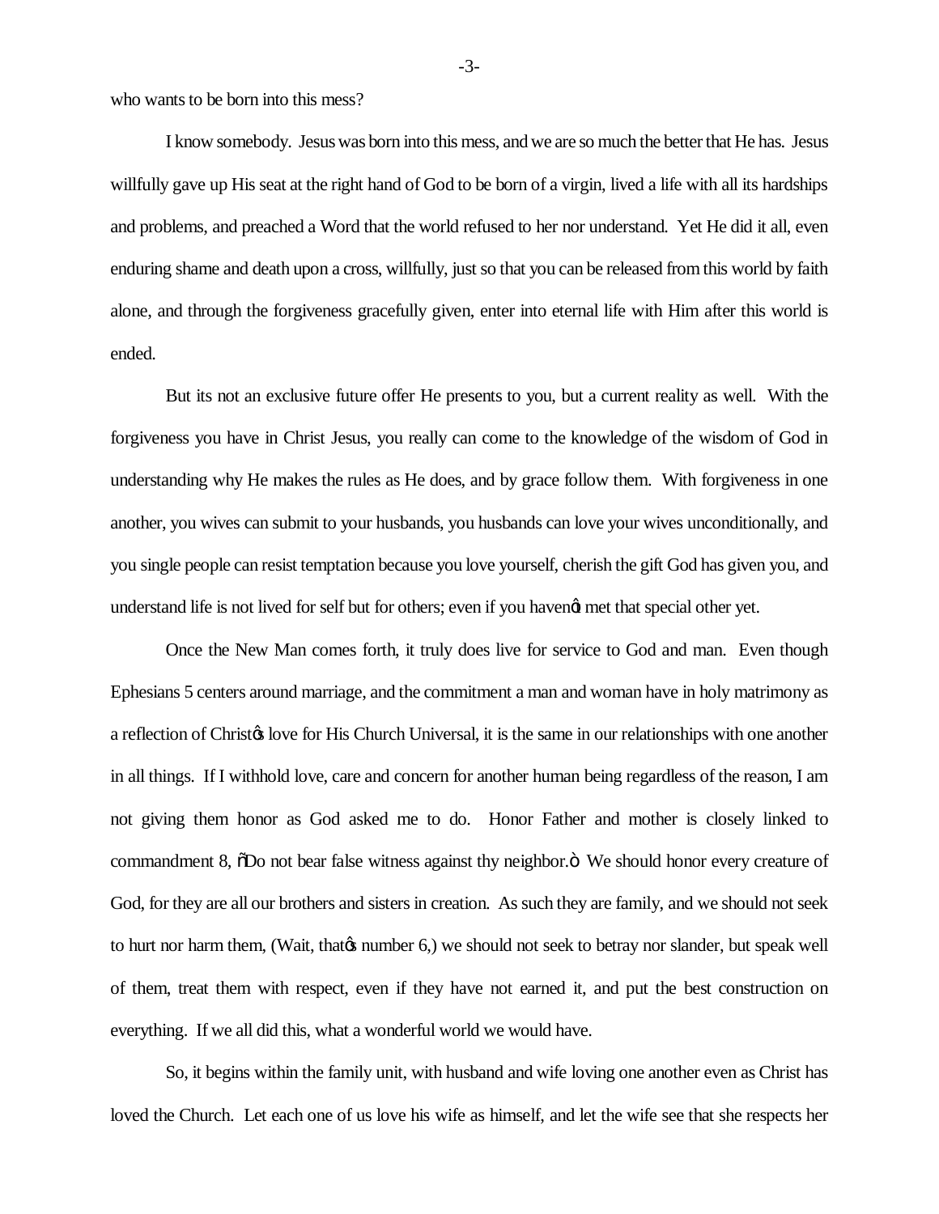who wants to be born into this mess?

I know somebody. Jesus was born into this mess, and we are so much the better that He has. Jesus willfully gave up His seat at the right hand of God to be born of a virgin, lived a life with all its hardships and problems, and preached a Word that the world refused to her nor understand. Yet He did it all, even enduring shame and death upon a cross, willfully, just so that you can be released from this world by faith alone, and through the forgiveness gracefully given, enter into eternal life with Him after this world is ended.

But its not an exclusive future offer He presents to you, but a current reality as well. With the forgiveness you have in Christ Jesus, you really can come to the knowledge of the wisdom of God in understanding why He makes the rules as He does, and by grace follow them. With forgiveness in one another, you wives can submit to your husbands, you husbands can love your wives unconditionally, and you single people can resist temptation because you love yourself, cherish the gift God has given you, and understand life is not lived for self but for others; even if you havenøt met that special other yet.

Once the New Man comes forth, it truly does live for service to God and man. Even though Ephesians 5 centers around marriage, and the commitment a man and woman have in holy matrimony as a reflection of Christøs love for His Church Universal, it is the same in our relationships with one another in all things. If I withhold love, care and concern for another human being regardless of the reason, I am not giving them honor as God asked me to do. Honor Father and mother is closely linked to commandment 8, õDo not bear false witness against thy neighbor.ö We should honor every creature of God, for they are all our brothers and sisters in creation. As such they are family, and we should not seek to hurt nor harm them, (Wait, thatøs number 6,) we should not seek to betray nor slander, but speak well of them, treat them with respect, even if they have not earned it, and put the best construction on everything. If we all did this, what a wonderful world we would have.

So, it begins within the family unit, with husband and wife loving one another even as Christ has loved the Church. Let each one of us love his wife as himself, and let the wife see that she respects her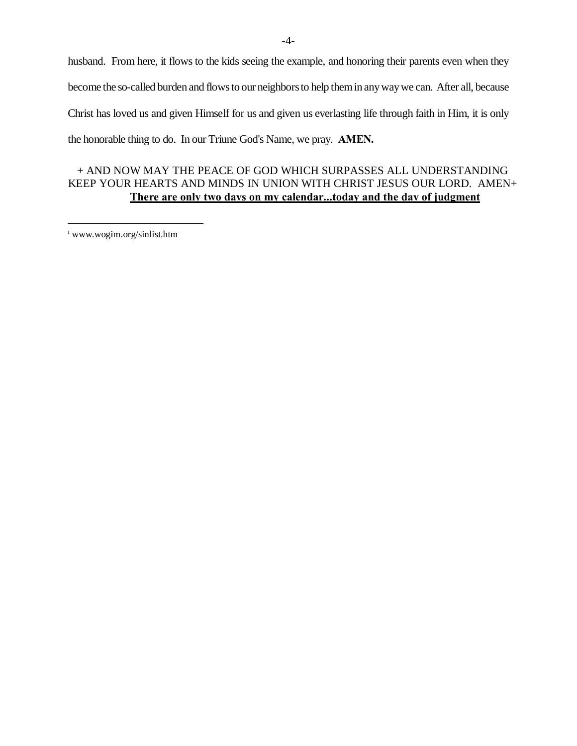husband. From here, it flows to the kids seeing the example, and honoring their parents even when they become the so-called burden and flows to our neighbors to help them in any way we can. After all, because Christ has loved us and given Himself for us and given us everlasting life through faith in Him, it is only the honorable thing to do. In our Triune God's Name, we pray. **AMEN.**

+ AND NOW MAY THE PEACE OF GOD WHICH SURPASSES ALL UNDERSTANDING KEEP YOUR HEARTS AND MINDS IN UNION WITH CHRIST JESUS OUR LORD. AMEN+

**There are only two days on my calendar...today and the day of judgment**

---

[i] www.wogim.org/sinlist.htm